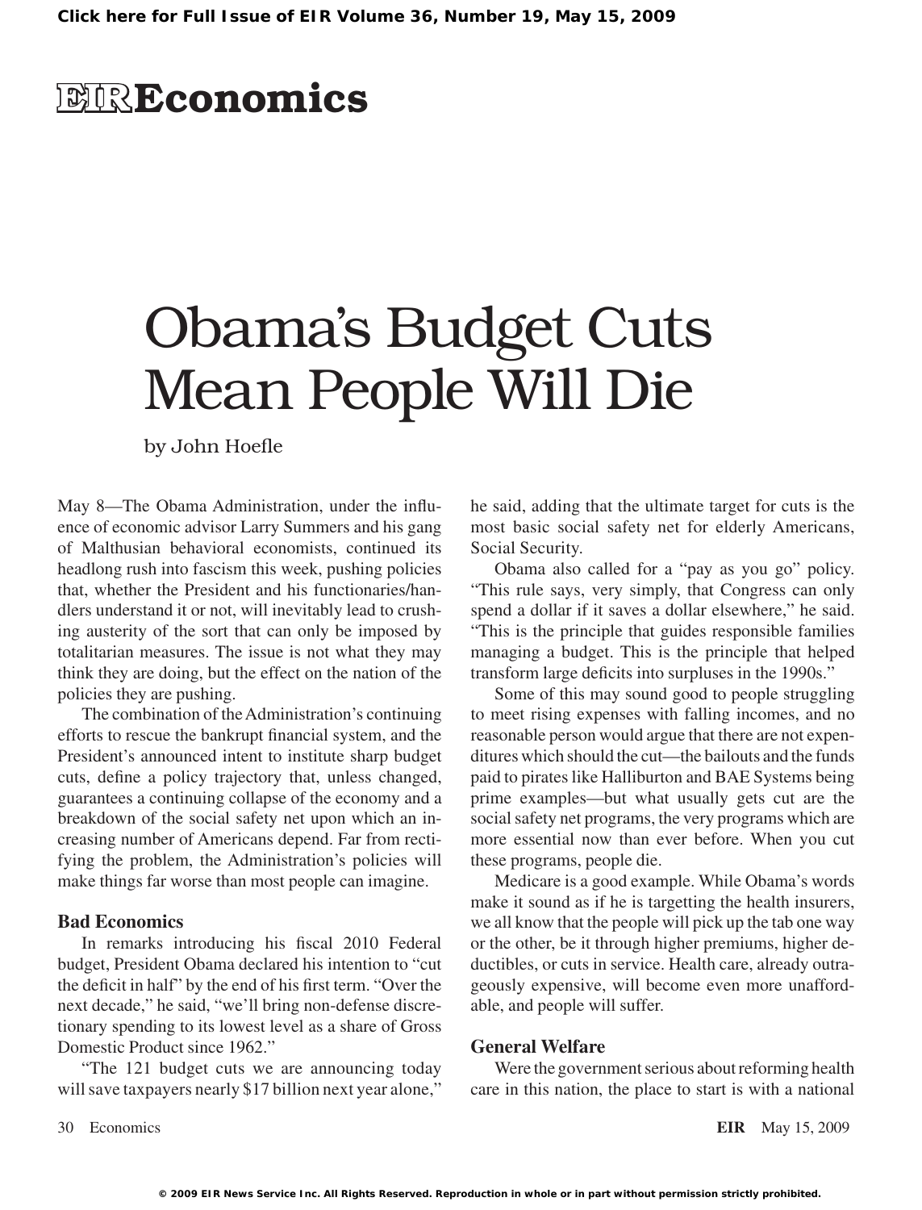# EIR Economics

# Obama's Budget Cuts Mean People Will Die

by John Hoefle

May 8—The Obama Administration, under the influence of economic advisor Larry Summers and his gang of Malthusian behavioral economists, continued its headlong rush into fascism this week, pushing policies that, whether the President and his functionaries/handlers understand it or not, will inevitably lead to crushing austerity of the sort that can only be imposed by totalitarian measures. The issue is not what they may think they are doing, but the effect on the nation of the policies they are pushing.

The combination of the Administration's continuing efforts to rescue the bankrupt financial system, and the President's announced intent to institute sharp budget cuts, define a policy trajectory that, unless changed, guarantees a continuing collapse of the economy and a breakdown of the social safety net upon which an increasing number of Americans depend. Far from rectifying the problem, the Administration's policies will make things far worse than most people can imagine.

## Bad Economics

In remarks introducing his fiscal 2010 Federal budget, President Obama declared his intention to "cut the deficit in half" by the end of his first term. "Over the next decade," he said, "we'll bring non-defense discretionary spending to its lowest level as a share of Gross Domestic Product since 1962."

"The 121 budget cuts we are announcing today will save taxpayers nearly $17 billion next year alone," he said, adding that the ultimate target for cuts is the most basic social safety net for elderly Americans, Social Security.

Obama also called for a "pay as you go" policy. "This rule says, very simply, that Congress can only spend a dollar if it saves a dollar elsewhere," he said. "This is the principle that guides responsible families managing a budget. This is the principle that helped transform large deficits into surpluses in the 1990s."

Some of this may sound good to people struggling to meet rising expenses with falling incomes, and no reasonable person would argue that there are not expenditures which should the cut—the bailouts and the funds paid to pirates like Halliburton and BAE Systems being prime examples—but what usually gets cut are the social safety net programs, the very programs which are more essential now than ever before. When you cut these programs, people die.

Medicare is a good example. While Obama's words make it sound as if he is targetting the health insurers, we all know that the people will pick up the tab one way or the other, be it through higher premiums, higher deductibles, or cuts in service. Health care, already outrageously expensive, will become even more unaffordable, and people will suffer.

## General Welfare

Were the government serious about reforming health care in this nation, the place to start is with a national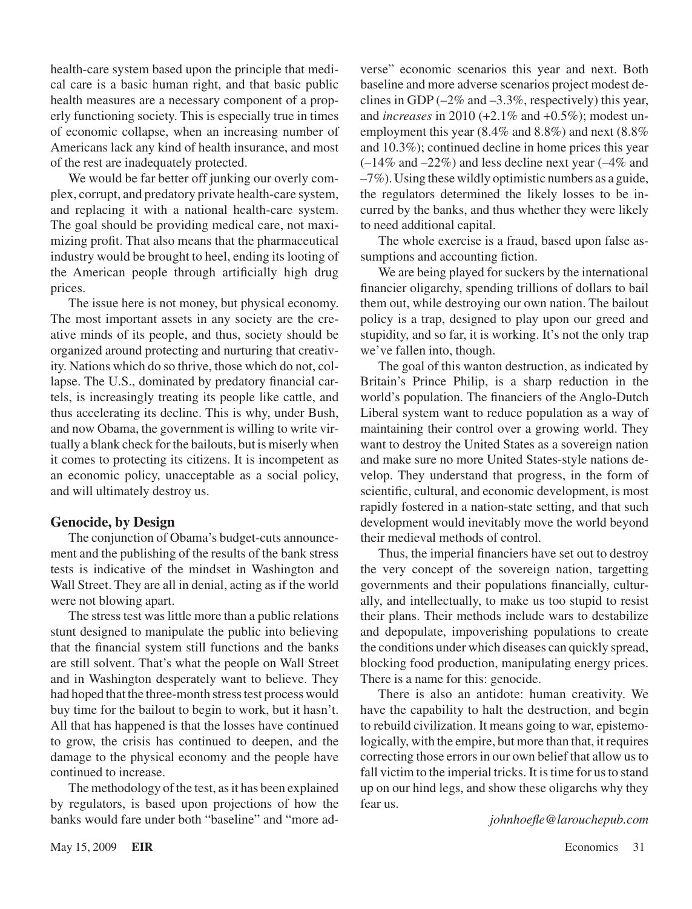health-care system based upon the principle that medical care is a basic human right, and that basic public health measures are a necessary component of a properly functioning society. This is especially true in times of economic collapse, when an increasing number of Americans lack any kind of health insurance, and most of the rest are inadequately protected.

We would be far better off junking our overly complex, corrupt, and predatory private health-care system, and replacing it with a national health-care system. The goal should be providing medical care, not maximizing profit. That also means that the pharmaceutical industry would be brought to heel, ending its looting of the American people through artificially high drug prices.

The issue here is not money, but physical economy. The most important assets in any society are the creative minds of its people, and thus, society should be organized around protecting and nurturing that creativity. Nations which do so thrive, those which do not, collapse. The U.S., dominated by predatory financial cartels, is increasingly treating its people like cattle, and thus accelerating its decline. This is why, under Bush, and now Obama, the government is willing to write virtually a blank check for the bailouts, but is miserly when it comes to protecting its citizens. It is incompetent as an economic policy, unacceptable as a social policy, and will ultimately destroy us.

## Genocide, by Design

The conjunction of Obama's budget-cuts announcement and the publishing of the results of the bank stress tests is indicative of the mindset in Washington and Wall Street. They are all in denial, acting as if the world were not blowing apart.

The stress test was little more than a public relations stunt designed to manipulate the public into believing that the financial system still functions and the banks are still solvent. That's what the people on Wall Street and in Washington desperately want to believe. They had hoped that the three-month stress test process would buy time for the bailout to begin to work, but it hasn't. All that has happened is that the losses have continued to grow, the crisis has continued to deepen, and the damage to the physical economy and the people have continued to increase.

The methodology of the test, as it has been explained by regulators, is based upon projections of how the banks would fare under both "baseline" and "more adverse" economic scenarios this year and next. Both baseline and more adverse scenarios project modest declines in GDP (–2% and –3.3%, respectively) this year, and *increases* in 2010 (+2.1% and +0.5%); modest unemployment this year (8.4% and 8.8%) and next (8.8% and 10.3%); continued decline in home prices this year (–14% and –22%) and less decline next year (–4% and –7%). Using these wildly optimistic numbers as a guide, the regulators determined the likely losses to be incurred by the banks, and thus whether they were likely to need additional capital.

The whole exercise is a fraud, based upon false assumptions and accounting fiction.

We are being played for suckers by the international financier oligarchy, spending trillions of dollars to bail them out, while destroying our own nation. The bailout policy is a trap, designed to play upon our greed and stupidity, and so far, it is working. It's not the only trap we've fallen into, though.

The goal of this wanton destruction, as indicated by Britain's Prince Philip, is a sharp reduction in the world's population. The financiers of the Anglo-Dutch Liberal system want to reduce population as a way of maintaining their control over a growing world. They want to destroy the United States as a sovereign nation and make sure no more United States-style nations develop. They understand that progress, in the form of scientific, cultural, and economic development, is most rapidly fostered in a nation-state setting, and that such development would inevitably move the world beyond their medieval methods of control.

Thus, the imperial financiers have set out to destroy the very concept of the sovereign nation, targetting governments and their populations financially, culturally, and intellectually, to make us too stupid to resist their plans. Their methods include wars to destabilize and depopulate, impoverishing populations to create the conditions under which diseases can quickly spread, blocking food production, manipulating energy prices. There is a name for this: genocide.

There is also an antidote: human creativity. We have the capability to halt the destruction, and begin to rebuild civilization. It means going to war, epistemologically, with the empire, but more than that, it requires correcting those errors in our own belief that allow us to fall victim to the imperial tricks. It is time for us to stand up on our hind legs, and show these oligarchs why they fear us.

*johnhoefle@larouchepub.com*